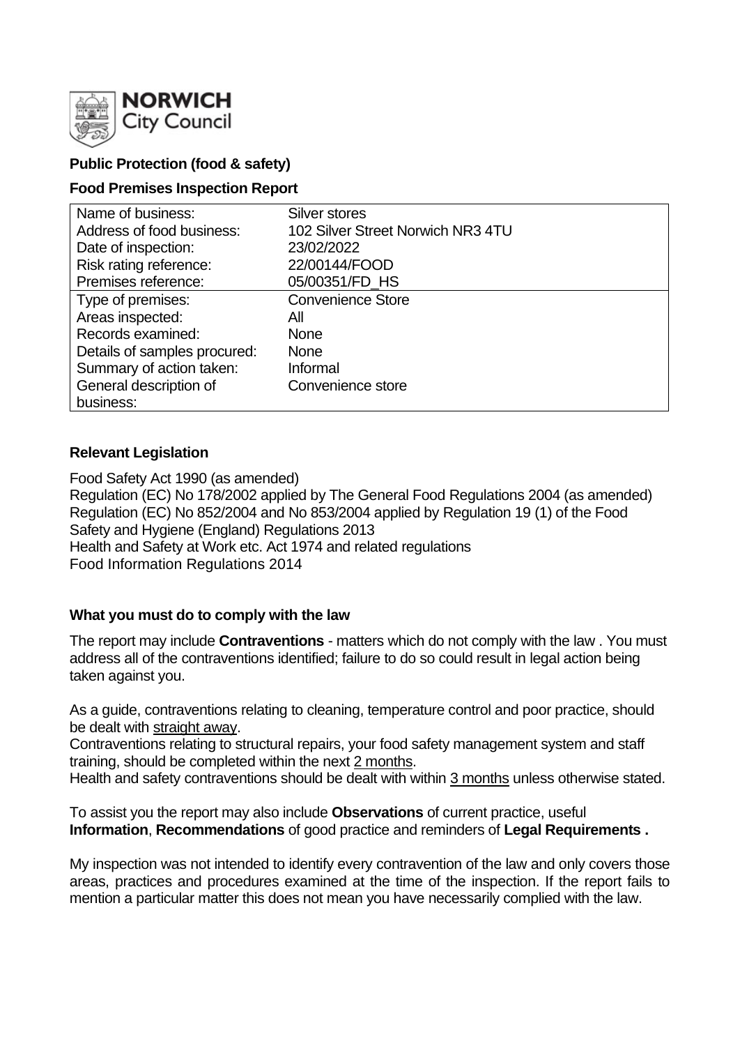**NORWICH City Council**

## Public Protection (food & safety)

### Food Premises Inspection Report

| | |
|---|---|
| Name of business: | Silver stores |
| Address of food business: | 102 Silver Street Norwich NR3 4TU |
| Date of inspection: | 23/02/2022 |
| Risk rating reference: | 22/00144/FOOD |
| Premises reference: | 05/00351/FD_HS |
| Type of premises: | Convenience Store |
| Areas inspected: | All |
| Records examined: | None |
| Details of samples procured: | None |
| Summary of action taken: | Informal |
| General description of business: | Convenience store |

### Relevant Legislation

Food Safety Act 1990 (as amended)
Regulation (EC) No 178/2002 applied by The General Food Regulations 2004 (as amended)
Regulation (EC) No 852/2004 and No 853/2004 applied by Regulation 19 (1) of the Food Safety and Hygiene (England) Regulations 2013
Health and Safety at Work etc. Act 1974 and related regulations
Food Information Regulations 2014

### What you must do to comply with the law

The report may include **Contraventions** - matters which do not comply with the law . You must address all of the contraventions identified; failure to do so could result in legal action being taken against you.

As a guide, contraventions relating to cleaning, temperature control and poor practice, should be dealt with straight away.
Contraventions relating to structural repairs, your food safety management system and staff training, should be completed within the next 2 months.
Health and safety contraventions should be dealt with within 3 months unless otherwise stated.

To assist you the report may also include **Observations** of current practice, useful **Information**, **Recommendations** of good practice and reminders of **Legal Requirements .**

My inspection was not intended to identify every contravention of the law and only covers those areas, practices and procedures examined at the time of the inspection. If the report fails to mention a particular matter this does not mean you have necessarily complied with the law.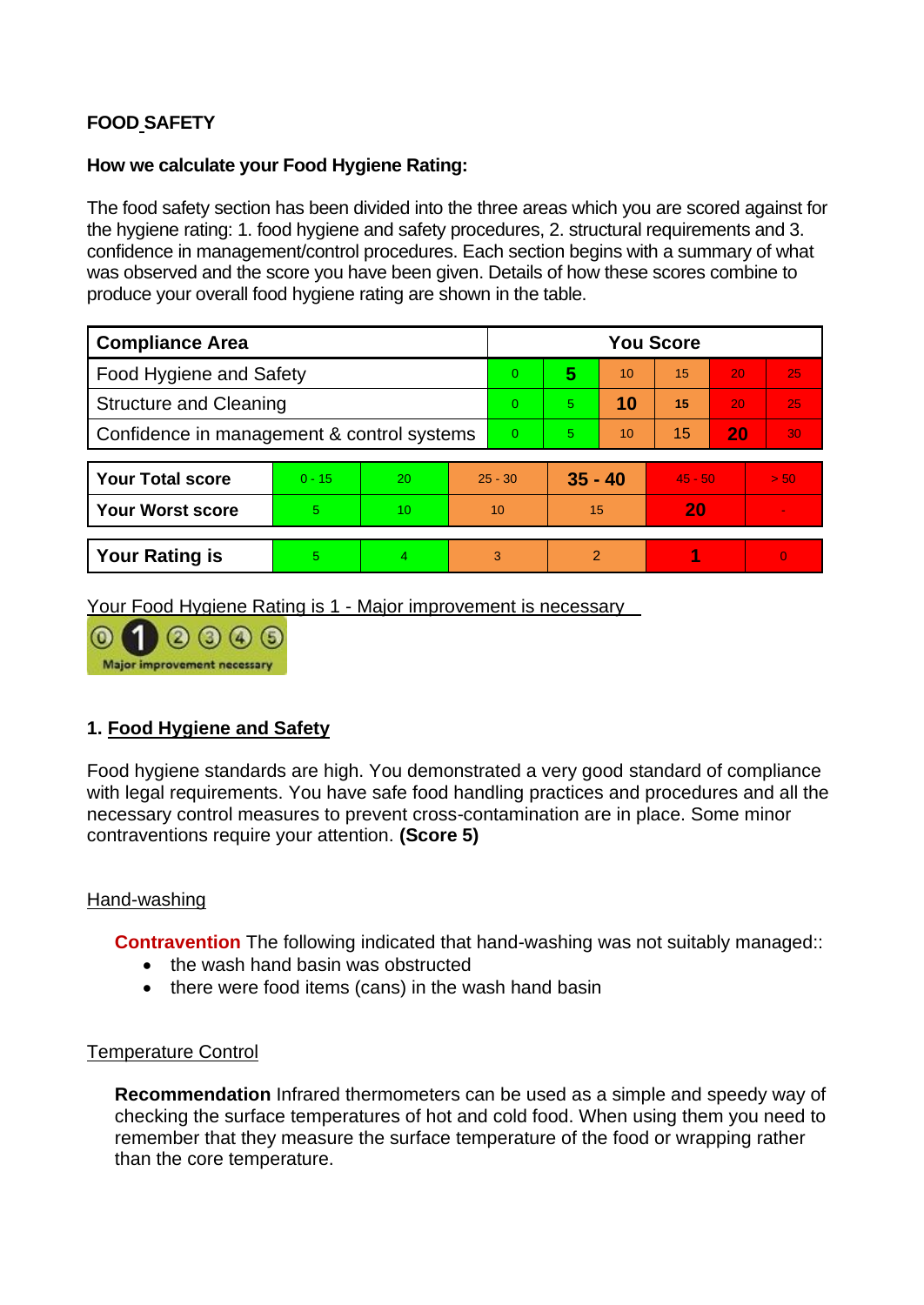**FOOD SAFETY**

**How we calculate your Food Hygiene Rating:**

The food safety section has been divided into the three areas which you are scored against for the hygiene rating: 1. food hygiene and safety procedures, 2. structural requirements and 3. confidence in management/control procedures. Each section begins with a summary of what was observed and the score you have been given. Details of how these scores combine to produce your overall food hygiene rating are shown in the table.

| Compliance Area | You Score | | | | | |
|---|---|---|---|---|---|---|
| Food Hygiene and Safety | 0 | **5** | 10 | 15 | 20 | 25 |
| Structure and Cleaning | 0 | 5 | **10** | 15 | 20 | 25 |
| Confidence in management & control systems | 0 | 5 | 10 | 15 | **20** | 30 |

| | | | | | | |
|---|---|---|---|---|---|---|
| **Your Total score** | 0 - 15 | 20 | 25 - 30 | **35 - 40** | 45 - 50 | > 50 |
| **Your Worst score** | 5 | 10 | 10 | 15 | **20** | - |

| | | | | | | |
|---|---|---|---|---|---|---|
| **Your Rating is** | 5 | 4 | 3 | 2 | **1** | 0 |

Your Food Hygiene Rating is 1 - Major improvement is necessary

0 **1** 2 3 4 5 Major improvement necessary

## 1. Food Hygiene and Safety

Food hygiene standards are high. You demonstrated a very good standard of compliance with legal requirements. You have safe food handling practices and procedures and all the necessary control measures to prevent cross-contamination are in place. Some minor contraventions require your attention. **(Score 5)**

### Hand-washing

**Contravention** The following indicated that hand-washing was not suitably managed::

- the wash hand basin was obstructed
- there were food items (cans) in the wash hand basin

### Temperature Control

**Recommendation** Infrared thermometers can be used as a simple and speedy way of checking the surface temperatures of hot and cold food. When using them you need to remember that they measure the surface temperature of the food or wrapping rather than the core temperature.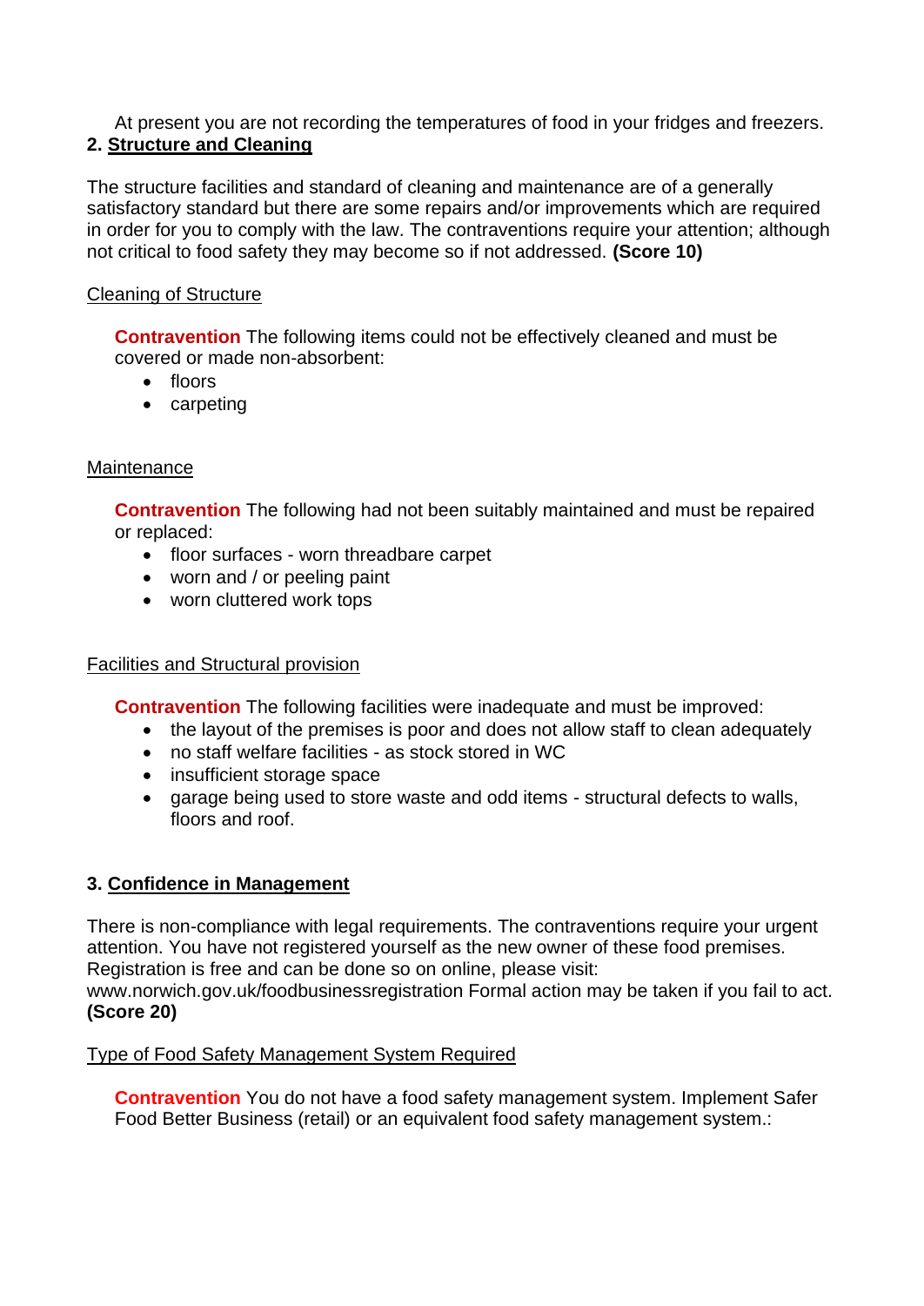At present you are not recording the temperatures of food in your fridges and freezers.

## 2. Structure and Cleaning

The structure facilities and standard of cleaning and maintenance are of a generally satisfactory standard but there are some repairs and/or improvements which are required in order for you to comply with the law. The contraventions require your attention; although not critical to food safety they may become so if not addressed. **(Score 10)**

Cleaning of Structure

**Contravention** The following items could not be effectively cleaned and must be covered or made non-absorbent:

- floors
- carpeting

Maintenance

**Contravention** The following had not been suitably maintained and must be repaired or replaced:

- floor surfaces - worn threadbare carpet
- worn and / or peeling paint
- worn cluttered work tops

Facilities and Structural provision

**Contravention** The following facilities were inadequate and must be improved:

- the layout of the premises is poor and does not allow staff to clean adequately
- no staff welfare facilities - as stock stored in WC
- insufficient storage space
- garage being used to store waste and odd items - structural defects to walls, floors and roof.

## 3. Confidence in Management

There is non-compliance with legal requirements. The contraventions require your urgent attention. You have not registered yourself as the new owner of these food premises. Registration is free and can be done so on online, please visit: www.norwich.gov.uk/foodbusinessregistration Formal action may be taken if you fail to act. **(Score 20)**

Type of Food Safety Management System Required

**Contravention** You do not have a food safety management system. Implement Safer Food Better Business (retail) or an equivalent food safety management system.: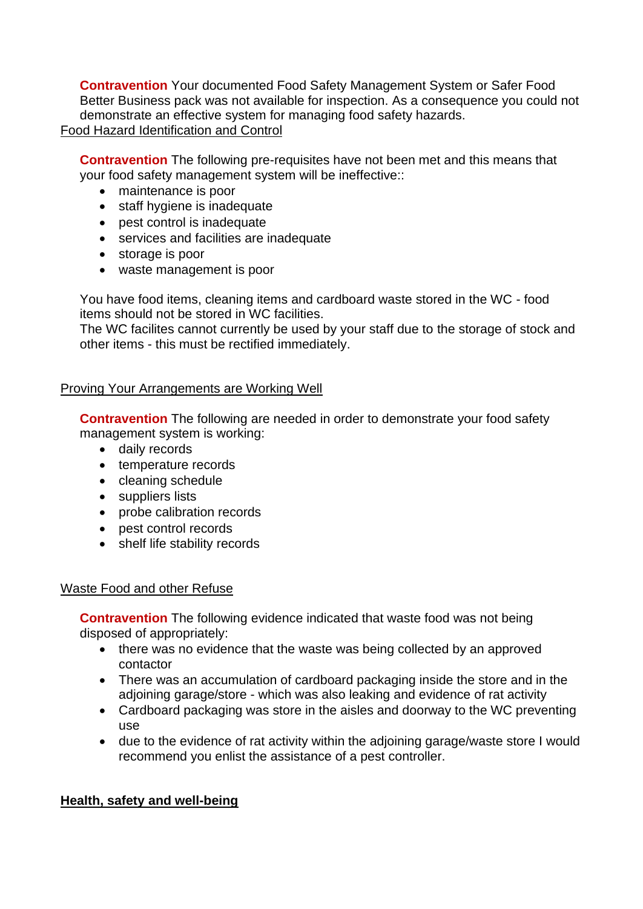**Contravention** Your documented Food Safety Management System or Safer Food Better Business pack was not available for inspection. As a consequence you could not demonstrate an effective system for managing food safety hazards.

Food Hazard Identification and Control

**Contravention** The following pre-requisites have not been met and this means that your food safety management system will be ineffective::

- maintenance is poor
- staff hygiene is inadequate
- pest control is inadequate
- services and facilities are inadequate
- storage is poor
- waste management is poor

You have food items, cleaning items and cardboard waste stored in the WC - food items should not be stored in WC facilities.
The WC facilites cannot currently be used by your staff due to the storage of stock and other items - this must be rectified immediately.

Proving Your Arrangements are Working Well

**Contravention** The following are needed in order to demonstrate your food safety management system is working:

- daily records
- temperature records
- cleaning schedule
- suppliers lists
- probe calibration records
- pest control records
- shelf life stability records

Waste Food and other Refuse

**Contravention** The following evidence indicated that waste food was not being disposed of appropriately:

- there was no evidence that the waste was being collected by an approved contactor
- There was an accumulation of cardboard packaging inside the store and in the adjoining garage/store - which was also leaking and evidence of rat activity
- Cardboard packaging was store in the aisles and doorway to the WC preventing use
- due to the evidence of rat activity within the adjoining garage/waste store I would recommend you enlist the assistance of a pest controller.

## Health, safety and well-being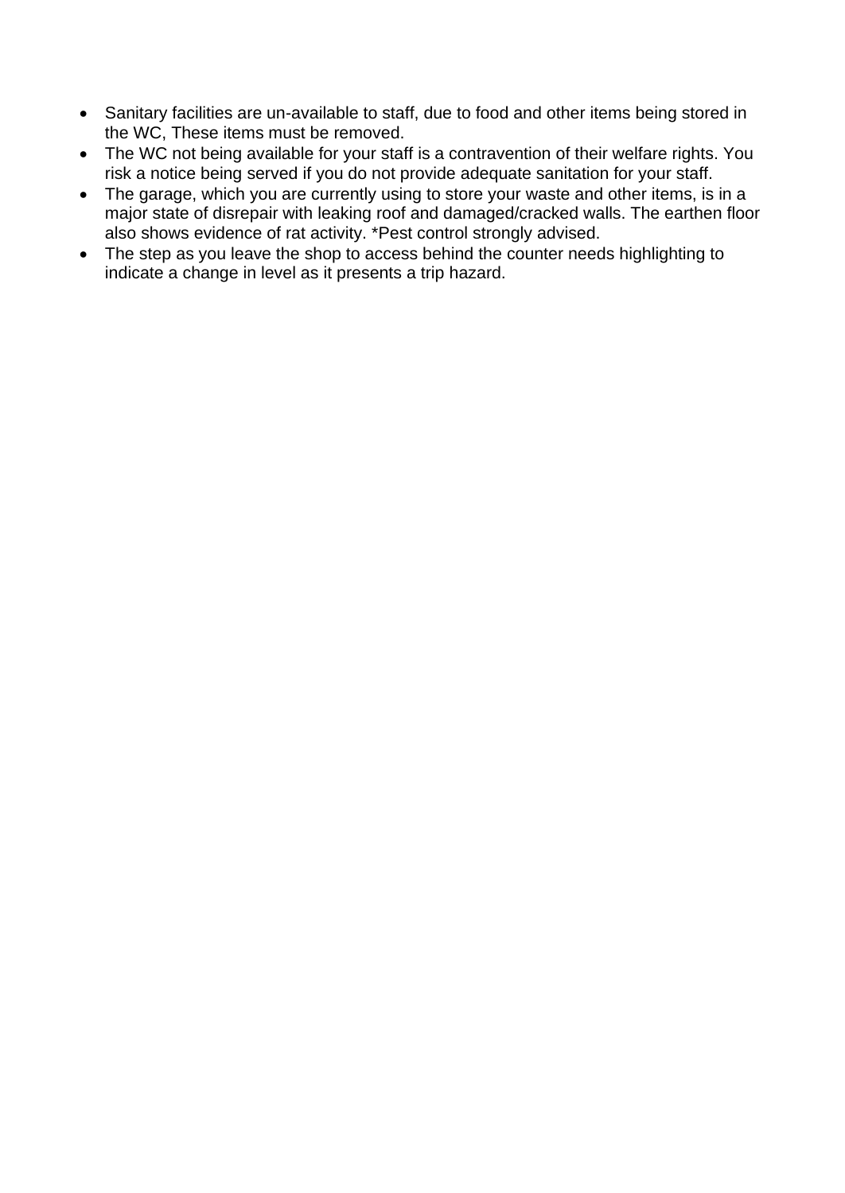- Sanitary facilities are un-available to staff, due to food and other items being stored in the WC, These items must be removed.
- The WC not being available for your staff is a contravention of their welfare rights. You risk a notice being served if you do not provide adequate sanitation for your staff.
- The garage, which you are currently using to store your waste and other items, is in a major state of disrepair with leaking roof and damaged/cracked walls. The earthen floor also shows evidence of rat activity. *Pest control strongly advised.
- The step as you leave the shop to access behind the counter needs highlighting to indicate a change in level as it presents a trip hazard.